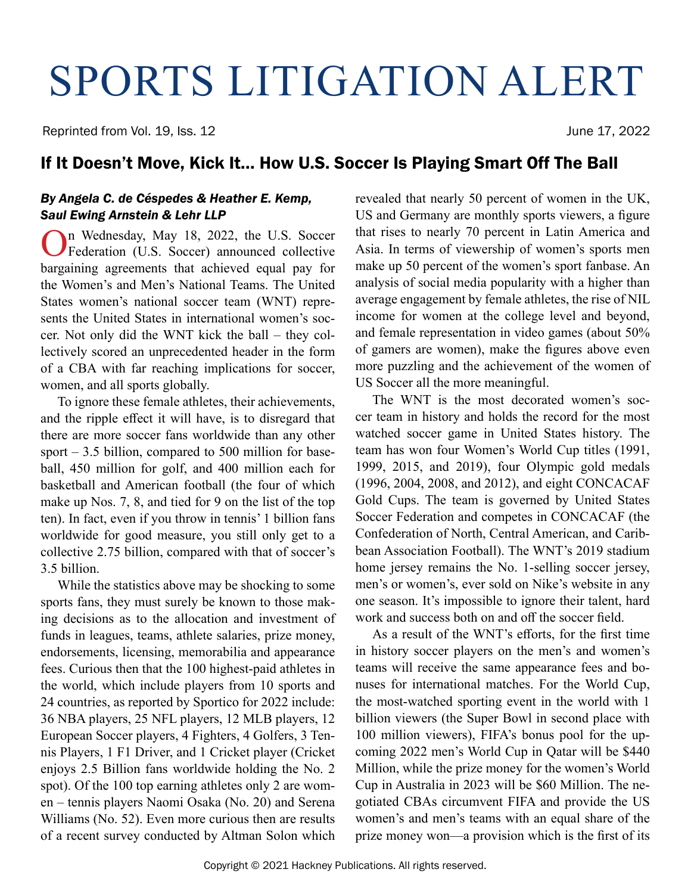# SPORTS LITIGATION ALERT

Reprinted from Vol. 19, Iss. 12 June 17, 2022

## If It Doesn't Move, Kick It... How U.S. Soccer Is Playing Smart Off The Ball

***By Angela C. de Céspedes & Heather E. Kemp, Saul Ewing Arnstein & Lehr LLP***

On Wednesday, May 18, 2022, the U.S. Soccer Federation (U.S. Soccer) announced collective bargaining agreements that achieved equal pay for the Women's and Men's National Teams. The United States women's national soccer team (WNT) represents the United States in international women's soccer. Not only did the WNT kick the ball – they collectively scored an unprecedented header in the form of a CBA with far reaching implications for soccer, women, and all sports globally.

To ignore these female athletes, their achievements, and the ripple effect it will have, is to disregard that there are more soccer fans worldwide than any other sport – 3.5 billion, compared to 500 million for baseball, 450 million for golf, and 400 million each for basketball and American football (the four of which make up Nos. 7, 8, and tied for 9 on the list of the top ten). In fact, even if you throw in tennis' 1 billion fans worldwide for good measure, you still only get to a collective 2.75 billion, compared with that of soccer's 3.5 billion.

While the statistics above may be shocking to some sports fans, they must surely be known to those making decisions as to the allocation and investment of funds in leagues, teams, athlete salaries, prize money, endorsements, licensing, memorabilia and appearance fees. Curious then that the 100 highest-paid athletes in the world, which include players from 10 sports and 24 countries, as reported by Sportico for 2022 include: 36 NBA players, 25 NFL players, 12 MLB players, 12 European Soccer players, 4 Fighters, 4 Golfers, 3 Tennis Players, 1 F1 Driver, and 1 Cricket player (Cricket enjoys 2.5 Billion fans worldwide holding the No. 2 spot). Of the 100 top earning athletes only 2 are women – tennis players Naomi Osaka (No. 20) and Serena Williams (No. 52). Even more curious then are results of a recent survey conducted by Altman Solon which revealed that nearly 50 percent of women in the UK, US and Germany are monthly sports viewers, a figure that rises to nearly 70 percent in Latin America and Asia. In terms of viewership of women's sports men make up 50 percent of the women's sport fanbase. An analysis of social media popularity with a higher than average engagement by female athletes, the rise of NIL income for women at the college level and beyond, and female representation in video games (about 50% of gamers are women), make the figures above even more puzzling and the achievement of the women of US Soccer all the more meaningful.

The WNT is the most decorated women's soccer team in history and holds the record for the most watched soccer game in United States history. The team has won four Women's World Cup titles (1991, 1999, 2015, and 2019), four Olympic gold medals (1996, 2004, 2008, and 2012), and eight CONCACAF Gold Cups. The team is governed by United States Soccer Federation and competes in CONCACAF (the Confederation of North, Central American, and Caribbean Association Football). The WNT's 2019 stadium home jersey remains the No. 1-selling soccer jersey, men's or women's, ever sold on Nike's website in any one season. It's impossible to ignore their talent, hard work and success both on and off the soccer field.

As a result of the WNT's efforts, for the first time in history soccer players on the men's and women's teams will receive the same appearance fees and bonuses for international matches. For the World Cup, the most-watched sporting event in the world with 1 billion viewers (the Super Bowl in second place with 100 million viewers), FIFA's bonus pool for the upcoming 2022 men's World Cup in Qatar will be $440 Million, while the prize money for the women's World Cup in Australia in 2023 will be $60 Million. The negotiated CBAs circumvent FIFA and provide the US women's and men's teams with an equal share of the prize money won—a provision which is the first of its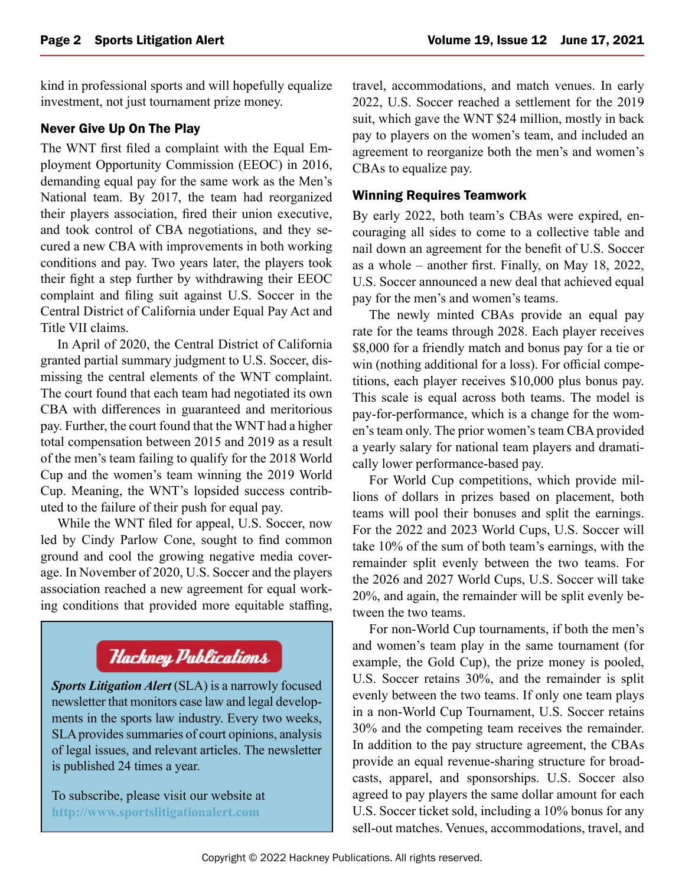kind in professional sports and will hopefully equalize investment, not just tournament prize money.

### Never Give Up On The Play

The WNT first filed a complaint with the Equal Employment Opportunity Commission (EEOC) in 2016, demanding equal pay for the same work as the Men's National team. By 2017, the team had reorganized their players association, fired their union executive, and took control of CBA negotiations, and they secured a new CBA with improvements in both working conditions and pay. Two years later, the players took their fight a step further by withdrawing their EEOC complaint and filing suit against U.S. Soccer in the Central District of California under Equal Pay Act and Title VII claims.

In April of 2020, the Central District of California granted partial summary judgment to U.S. Soccer, dismissing the central elements of the WNT complaint. The court found that each team had negotiated its own CBA with differences in guaranteed and meritorious pay. Further, the court found that the WNT had a higher total compensation between 2015 and 2019 as a result of the men's team failing to qualify for the 2018 World Cup and the women's team winning the 2019 World Cup. Meaning, the WNT's lopsided success contributed to the failure of their push for equal pay.

While the WNT filed for appeal, U.S. Soccer, now led by Cindy Parlow Cone, sought to find common ground and cool the growing negative media coverage. In November of 2020, U.S. Soccer and the players association reached a new agreement for equal working conditions that provided more equitable staffing, travel, accommodations, and match venues. In early 2022, U.S. Soccer reached a settlement for the 2019 suit, which gave the WNT $24 million, mostly in back pay to players on the women's team, and included an agreement to reorganize both the men's and women's CBAs to equalize pay.

> **Hackney Publications**
>
> ***Sports Litigation Alert*** (SLA) is a narrowly focused newsletter that monitors case law and legal developments in the sports law industry. Every two weeks, SLA provides summaries of court opinions, analysis of legal issues, and relevant articles. The newsletter is published 24 times a year.
>
> To subscribe, please visit our website at http://www.sportslitigationalert.com

### Winning Requires Teamwork

By early 2022, both team's CBAs were expired, encouraging all sides to come to a collective table and nail down an agreement for the benefit of U.S. Soccer as a whole – another first. Finally, on May 18, 2022, U.S. Soccer announced a new deal that achieved equal pay for the men's and women's teams.

The newly minted CBAs provide an equal pay rate for the teams through 2028. Each player receives $8,000 for a friendly match and bonus pay for a tie or win (nothing additional for a loss). For official competitions, each player receives $10,000 plus bonus pay. This scale is equal across both teams. The model is pay-for-performance, which is a change for the women's team only. The prior women's team CBA provided a yearly salary for national team players and dramatically lower performance-based pay.

For World Cup competitions, which provide millions of dollars in prizes based on placement, both teams will pool their bonuses and split the earnings. For the 2022 and 2023 World Cups, U.S. Soccer will take 10% of the sum of both team's earnings, with the remainder split evenly between the two teams. For the 2026 and 2027 World Cups, U.S. Soccer will take 20%, and again, the remainder will be split evenly between the two teams.

For non-World Cup tournaments, if both the men's and women's team play in the same tournament (for example, the Gold Cup), the prize money is pooled, U.S. Soccer retains 30%, and the remainder is split evenly between the two teams. If only one team plays in a non-World Cup Tournament, U.S. Soccer retains 30% and the competing team receives the remainder. In addition to the pay structure agreement, the CBAs provide an equal revenue-sharing structure for broadcasts, apparel, and sponsorships. U.S. Soccer also agreed to pay players the same dollar amount for each U.S. Soccer ticket sold, including a 10% bonus for any sell-out matches. Venues, accommodations, travel, and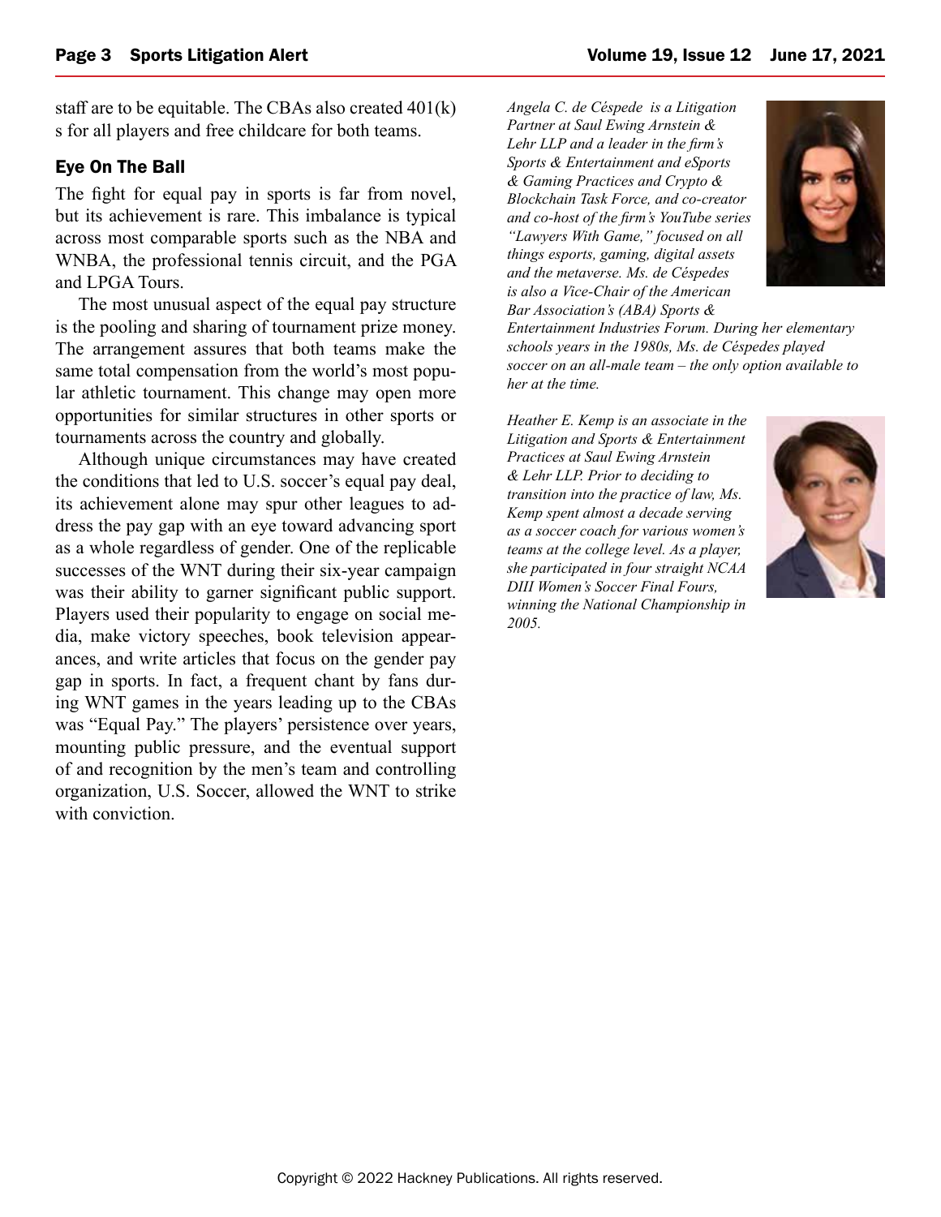staff are to be equitable. The CBAs also created 401(k) s for all players and free childcare for both teams.

## Eye On The Ball

The fight for equal pay in sports is far from novel, but its achievement is rare. This imbalance is typical across most comparable sports such as the NBA and WNBA, the professional tennis circuit, and the PGA and LPGA Tours.

The most unusual aspect of the equal pay structure is the pooling and sharing of tournament prize money. The arrangement assures that both teams make the same total compensation from the world's most popular athletic tournament. This change may open more opportunities for similar structures in other sports or tournaments across the country and globally.

Although unique circumstances may have created the conditions that led to U.S. soccer's equal pay deal, its achievement alone may spur other leagues to address the pay gap with an eye toward advancing sport as a whole regardless of gender. One of the replicable successes of the WNT during their six-year campaign was their ability to garner significant public support. Players used their popularity to engage on social media, make victory speeches, book television appearances, and write articles that focus on the gender pay gap in sports. In fact, a frequent chant by fans during WNT games in the years leading up to the CBAs was "Equal Pay." The players' persistence over years, mounting public pressure, and the eventual support of and recognition by the men's team and controlling organization, U.S. Soccer, allowed the WNT to strike with conviction.

*Angela C. de Céspede is a Litigation Partner at Saul Ewing Arnstein & Lehr LLP and a leader in the firm's Sports & Entertainment and eSports & Gaming Practices and Crypto & Blockchain Task Force, and co-creator and co-host of the firm's YouTube series "Lawyers With Game," focused on all things esports, gaming, digital assets and the metaverse. Ms. de Céspedes is also a Vice-Chair of the American Bar Association's (ABA) Sports & Entertainment Industries Forum. During her elementary schools years in the 1980s, Ms. de Céspedes played soccer on an all-male team – the only option available to her at the time.*

*Heather E. Kemp is an associate in the Litigation and Sports & Entertainment Practices at Saul Ewing Arnstein & Lehr LLP. Prior to deciding to transition into the practice of law, Ms. Kemp spent almost a decade serving as a soccer coach for various women's teams at the college level. As a player, she participated in four straight NCAA DIII Women's Soccer Final Fours, winning the National Championship in 2005.*